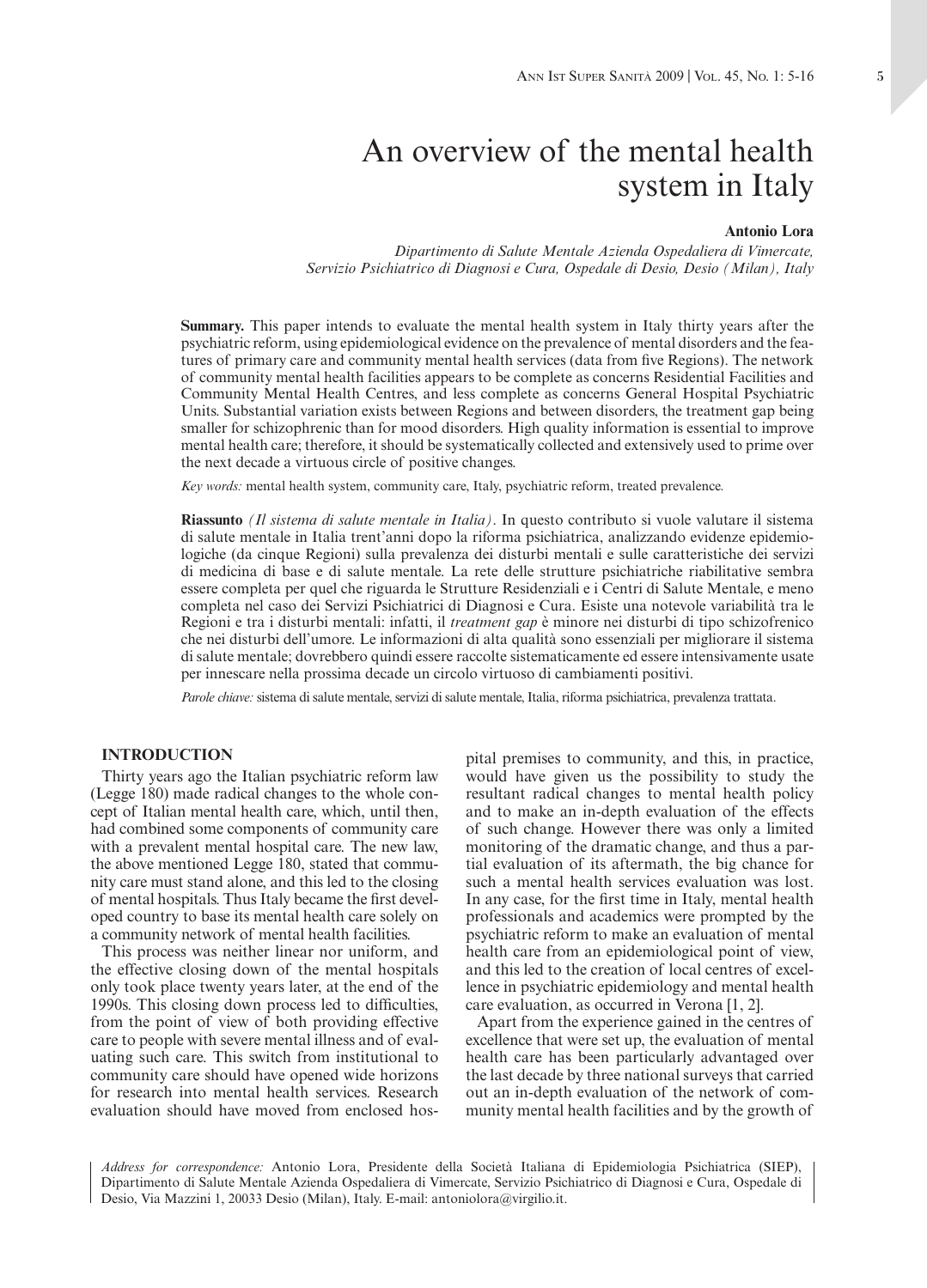# An overview of the mental health system in Italy

**Antonio Lora**

*Dipartimento di Salute Mentale Azienda Ospedaliera di Vimercate, Servizio Psichiatrico di Diagnosi e Cura, Ospedale di Desio, Desio (Milan), Italy*

**Summary.** This paper intends to evaluate the mental health system in Italy thirty years after the psychiatric reform, using epidemiological evidence on the prevalence of mental disorders and the features of primary care and community mental health services (data from five Regions). The network of community mental health facilities appears to be complete as concerns Residential Facilities and Community Mental Health Centres, and less complete as concerns General Hospital Psychiatric Units. Substantial variation exists between Regions and between disorders, the treatment gap being smaller for schizophrenic than for mood disorders. High quality information is essential to improve mental health care; therefore, it should be systematically collected and extensively used to prime over the next decade a virtuous circle of positive changes.

*Key words:* mental health system, community care, Italy, psychiatric reform, treated prevalence.

**Riassunto** *(Il sistema di salute mentale in Italia)*. In questo contributo si vuole valutare il sistema di salute mentale in Italia trent'anni dopo la riforma psichiatrica, analizzando evidenze epidemiologiche (da cinque Regioni) sulla prevalenza dei disturbi mentali e sulle caratteristiche dei servizi di medicina di base e di salute mentale. La rete delle strutture psichiatriche riabilitative sembra essere completa per quel che riguarda le Strutture Residenziali e i Centri di Salute Mentale, e meno completa nel caso dei Servizi Psichiatrici di Diagnosi e Cura. Esiste una notevole variabilità tra le Regioni e tra i disturbi mentali: infatti, il *treatment gap* è minore nei disturbi di tipo schizofrenico che nei disturbi dell'umore. Le informazioni di alta qualità sono essenziali per migliorare il sistema di salute mentale; dovrebbero quindi essere raccolte sistematicamente ed essere intensivamente usate per innescare nella prossima decade un circolo virtuoso di cambiamenti positivi.

*Parole chiave:* sistema di salute mentale, servizi di salute mentale, Italia, riforma psichiatrica, prevalenza trattata.

## INTRODUCTION

Thirty years ago the Italian psychiatric reform law (Legge 180) made radical changes to the whole concept of Italian mental health care, which, until then, had combined some components of community care with a prevalent mental hospital care. The new law, the above mentioned Legge 180, stated that community care must stand alone, and this led to the closing of mental hospitals. Thus Italy became the first developed country to base its mental health care solely on a community network of mental health facilities.

This process was neither linear nor uniform, and the effective closing down of the mental hospitals only took place twenty years later, at the end of the 1990s. This closing down process led to difficulties, from the point of view of both providing effective care to people with severe mental illness and of evaluating such care. This switch from institutional to community care should have opened wide horizons for research into mental health services. Research evaluation should have moved from enclosed hospital premises to community, and this, in practice, would have given us the possibility to study the resultant radical changes to mental health policy and to make an in-depth evaluation of the effects of such change. However there was only a limited monitoring of the dramatic change, and thus a partial evaluation of its aftermath, the big chance for such a mental health services evaluation was lost. In any case, for the first time in Italy, mental health professionals and academics were prompted by the psychiatric reform to make an evaluation of mental health care from an epidemiological point of view, and this led to the creation of local centres of excellence in psychiatric epidemiology and mental health care evaluation, as occurred in Verona [1, 2].

Apart from the experience gained in the centres of excellence that were set up, the evaluation of mental health care has been particularly advantaged over the last decade by three national surveys that carried out an in-depth evaluation of the network of community mental health facilities and by the growth of

*Address for correspondence:* Antonio Lora, Presidente della Società Italiana di Epidemiologia Psichiatrica (SIEP), Dipartimento di Salute Mentale Azienda Ospedaliera di Vimercate, Servizio Psichiatrico di Diagnosi e Cura, Ospedale di Desio, Via Mazzini 1, 20033 Desio (Milan), Italy. E-mail: antoniolora@virgilio.it.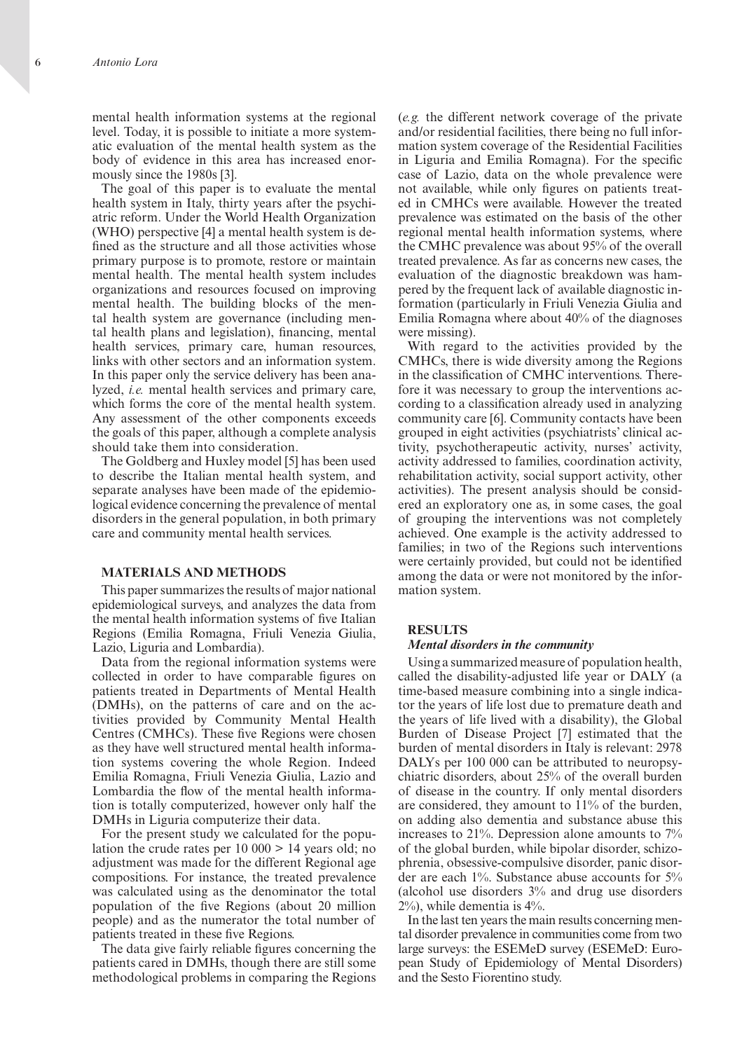mental health information systems at the regional level. Today, it is possible to initiate a more systematic evaluation of the mental health system as the body of evidence in this area has increased enormously since the 1980s [3].

The goal of this paper is to evaluate the mental health system in Italy, thirty years after the psychiatric reform. Under the World Health Organization (WHO) perspective [4] a mental health system is defined as the structure and all those activities whose primary purpose is to promote, restore or maintain mental health. The mental health system includes organizations and resources focused on improving mental health. The building blocks of the mental health system are governance (including mental health plans and legislation), financing, mental health services, primary care, human resources, links with other sectors and an information system. In this paper only the service delivery has been analyzed, *i.e.* mental health services and primary care, which forms the core of the mental health system. Any assessment of the other components exceeds the goals of this paper, although a complete analysis should take them into consideration.

The Goldberg and Huxley model [5] has been used to describe the Italian mental health system, and separate analyses have been made of the epidemiological evidence concerning the prevalence of mental disorders in the general population, in both primary care and community mental health services.

## MATERIALS AND METHODS

This paper summarizes the results of major national epidemiological surveys, and analyzes the data from the mental health information systems of five Italian Regions (Emilia Romagna, Friuli Venezia Giulia, Lazio, Liguria and Lombardia).

Data from the regional information systems were collected in order to have comparable figures on patients treated in Departments of Mental Health (DMHs), on the patterns of care and on the activities provided by Community Mental Health Centres (CMHCs). These five Regions were chosen as they have well structured mental health information systems covering the whole Region. Indeed Emilia Romagna, Friuli Venezia Giulia, Lazio and Lombardia the flow of the mental health information is totally computerized, however only half the DMHs in Liguria computerize their data.

For the present study we calculated for the population the crude rates per 10 000 > 14 years old; no adjustment was made for the different Regional age compositions. For instance, the treated prevalence was calculated using as the denominator the total population of the five Regions (about 20 million people) and as the numerator the total number of patients treated in these five Regions.

The data give fairly reliable figures concerning the patients cared in DMHs, though there are still some methodological problems in comparing the Regions (*e.g.* the different network coverage of the private and/or residential facilities, there being no full information system coverage of the Residential Facilities in Liguria and Emilia Romagna). For the specific case of Lazio, data on the whole prevalence were not available, while only figures on patients treated in CMHCs were available. However the treated prevalence was estimated on the basis of the other regional mental health information systems, where the CMHC prevalence was about 95% of the overall treated prevalence. As far as concerns new cases, the evaluation of the diagnostic breakdown was hampered by the frequent lack of available diagnostic information (particularly in Friuli Venezia Giulia and Emilia Romagna where about 40% of the diagnoses were missing).

With regard to the activities provided by the CMHCs, there is wide diversity among the Regions in the classification of CMHC interventions. Therefore it was necessary to group the interventions according to a classification already used in analyzing community care [6]. Community contacts have been grouped in eight activities (psychiatrists' clinical activity, psychotherapeutic activity, nurses' activity, activity addressed to families, coordination activity, rehabilitation activity, social support activity, other activities). The present analysis should be considered an exploratory one as, in some cases, the goal of grouping the interventions was not completely achieved. One example is the activity addressed to families; in two of the Regions such interventions were certainly provided, but could not be identified among the data or were not monitored by the information system.

## RESULTS

### *Mental disorders in the community*

Using a summarized measure of population health, called the disability-adjusted life year or DALY (a time-based measure combining into a single indicator the years of life lost due to premature death and the years of life lived with a disability), the Global Burden of Disease Project [7] estimated that the burden of mental disorders in Italy is relevant: 2978 DALYs per 100 000 can be attributed to neuropsychiatric disorders, about 25% of the overall burden of disease in the country. If only mental disorders are considered, they amount to 11% of the burden, on adding also dementia and substance abuse this increases to 21%. Depression alone amounts to 7% of the global burden, while bipolar disorder, schizophrenia, obsessive-compulsive disorder, panic disorder are each 1%. Substance abuse accounts for 5% (alcohol use disorders 3% and drug use disorders 2%), while dementia is 4%.

In the last ten years the main results concerning mental disorder prevalence in communities come from two large surveys: the ESEMeD survey (ESEMeD: European Study of Epidemiology of Mental Disorders) and the Sesto Fiorentino study.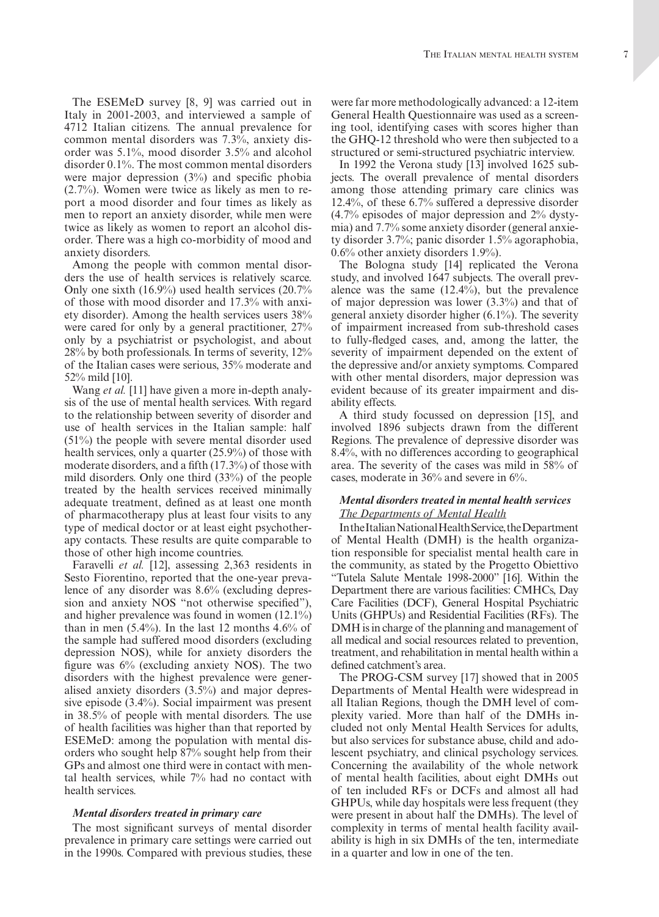The ESEMeD survey [8, 9] was carried out in Italy in 2001-2003, and interviewed a sample of 4712 Italian citizens. The annual prevalence for common mental disorders was 7.3%, anxiety disorder was 5.1%, mood disorder 3.5% and alcohol disorder 0.1%. The most common mental disorders were major depression (3%) and specific phobia (2.7%). Women were twice as likely as men to report a mood disorder and four times as likely as men to report an anxiety disorder, while men were twice as likely as women to report an alcohol disorder. There was a high co-morbidity of mood and anxiety disorders.

Among the people with common mental disorders the use of health services is relatively scarce. Only one sixth (16.9%) used health services (20.7% of those with mood disorder and 17.3% with anxiety disorder). Among the health services users 38% were cared for only by a general practitioner, 27% only by a psychiatrist or psychologist, and about 28% by both professionals. In terms of severity, 12% of the Italian cases were serious, 35% moderate and 52% mild [10].

Wang *et al.* [11] have given a more in-depth analysis of the use of mental health services. With regard to the relationship between severity of disorder and use of health services in the Italian sample: half (51%) the people with severe mental disorder used health services, only a quarter (25.9%) of those with moderate disorders, and a fifth (17.3%) of those with mild disorders. Only one third (33%) of the people treated by the health services received minimally adequate treatment, defined as at least one month of pharmacotherapy plus at least four visits to any type of medical doctor or at least eight psychotherapy contacts. These results are quite comparable to those of other high income countries.

Faravelli *et al.* [12], assessing 2,363 residents in Sesto Fiorentino, reported that the one-year prevalence of any disorder was 8.6% (excluding depression and anxiety NOS "not otherwise specified"), and higher prevalence was found in women (12.1%) than in men (5.4%). In the last 12 months 4.6% of the sample had suffered mood disorders (excluding depression NOS), while for anxiety disorders the figure was 6% (excluding anxiety NOS). The two disorders with the highest prevalence were generalised anxiety disorders (3.5%) and major depressive episode (3.4%). Social impairment was present in 38.5% of people with mental disorders. The use of health facilities was higher than that reported by ESEMeD: among the population with mental disorders who sought help 87% sought help from their GPs and almost one third were in contact with mental health services, while 7% had no contact with health services.

### *Mental disorders treated in primary care*

The most significant surveys of mental disorder prevalence in primary care settings were carried out in the 1990s. Compared with previous studies, these were far more methodologically advanced: a 12-item General Health Questionnaire was used as a screening tool, identifying cases with scores higher than the GHQ-12 threshold who were then subjected to a structured or semi-structured psychiatric interview.

In 1992 the Verona study [13] involved 1625 subjects. The overall prevalence of mental disorders among those attending primary care clinics was 12.4%, of these 6.7% suffered a depressive disorder (4.7% episodes of major depression and 2% dystymia) and 7.7% some anxiety disorder (general anxiety disorder 3.7%; panic disorder 1.5% agoraphobia, 0.6% other anxiety disorders 1.9%).

The Bologna study [14] replicated the Verona study, and involved 1647 subjects. The overall prevalence was the same (12.4%), but the prevalence of major depression was lower (3.3%) and that of general anxiety disorder higher (6.1%). The severity of impairment increased from sub-threshold cases to fully-fledged cases, and, among the latter, the severity of impairment depended on the extent of the depressive and/or anxiety symptoms. Compared with other mental disorders, major depression was evident because of its greater impairment and disability effects.

A third study focussed on depression [15], and involved 1896 subjects drawn from the different Regions. The prevalence of depressive disorder was 8.4%, with no differences according to geographical area. The severity of the cases was mild in 58% of cases, moderate in 36% and severe in 6%.

### *Mental disorders treated in mental health services*

#### *The Departments of Mental Health*

In the Italian National Health Service, the Department of Mental Health (DMH) is the health organization responsible for specialist mental health care in the community, as stated by the Progetto Obiettivo "Tutela Salute Mentale 1998-2000" [16]. Within the Department there are various facilities: CMHCs, Day Care Facilities (DCF), General Hospital Psychiatric Units (GHPUs) and Residential Facilities (RFs). The DMH is in charge of the planning and management of all medical and social resources related to prevention, treatment, and rehabilitation in mental health within a defined catchment's area.

The PROG-CSM survey [17] showed that in 2005 Departments of Mental Health were widespread in all Italian Regions, though the DMH level of complexity varied. More than half of the DMHs included not only Mental Health Services for adults, but also services for substance abuse, child and adolescent psychiatry, and clinical psychology services. Concerning the availability of the whole network of mental health facilities, about eight DMHs out of ten included RFs or DCFs and almost all had GHPUs, while day hospitals were less frequent (they were present in about half the DMHs). The level of complexity in terms of mental health facility availability is high in six DMHs of the ten, intermediate in a quarter and low in one of the ten.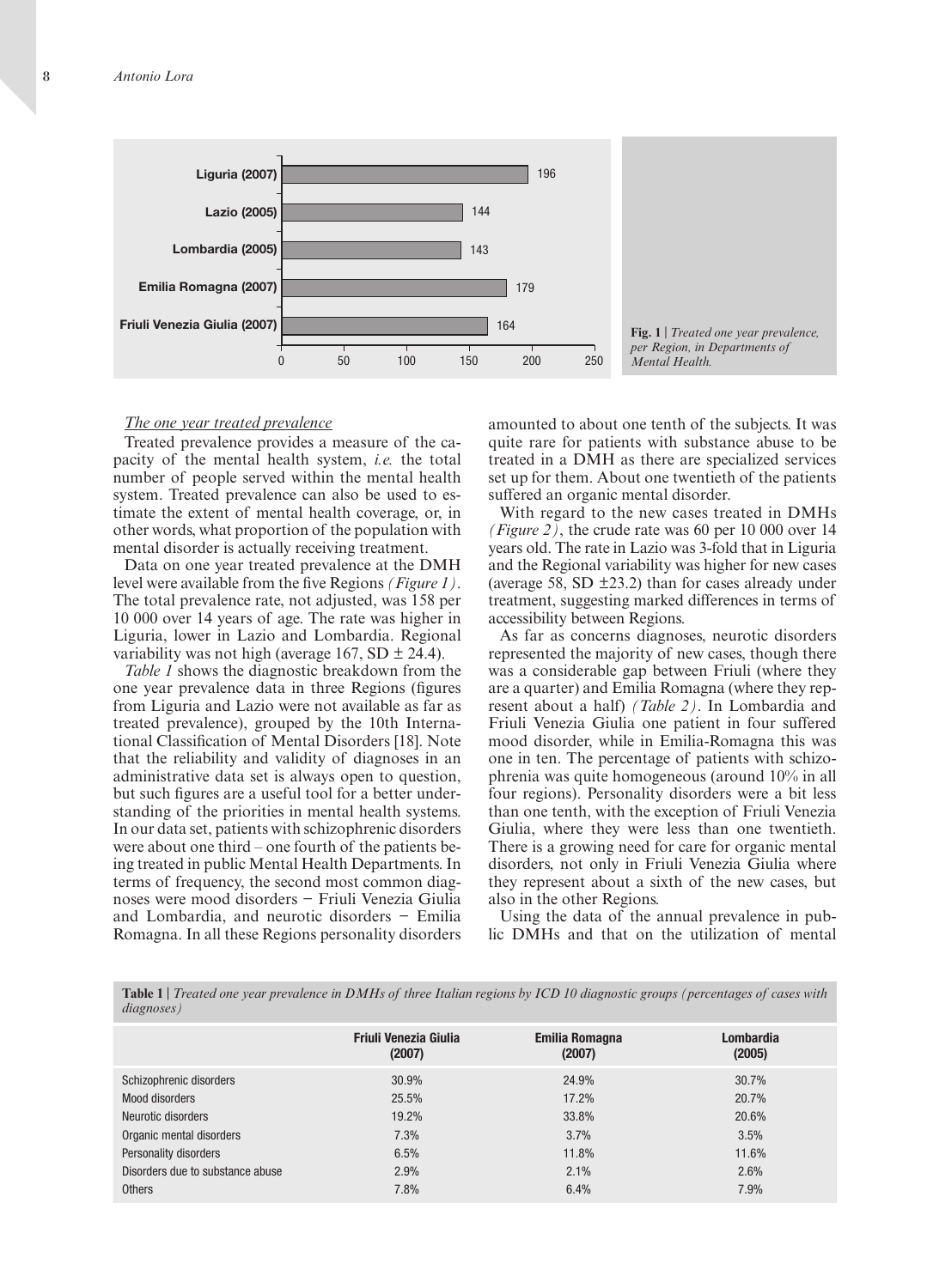| Region | Treated one year prevalence |
|---|---|
| Liguria (2007) | 196 |
| Lazio (2005) | 144 |
| Lombardia (2005) | 143 |
| Emilia Romagna (2007) | 179 |
| Friuli Venezia Giulia (2007) | 164 |

**Fig. 1** | *Treated one year prevalence, per Region, in Departments of Mental Health.*

### The one year treated prevalence

Treated prevalence provides a measure of the capacity of the mental health system, *i.e.* the total number of people served within the mental health system. Treated prevalence can also be used to estimate the extent of mental health coverage, or, in other words, what proportion of the population with mental disorder is actually receiving treatment.

Data on one year treated prevalence at the DMH level were available from the five Regions *(Figure 1)*. The total prevalence rate, not adjusted, was 158 per 10 000 over 14 years of age. The rate was higher in Liguria, lower in Lazio and Lombardia. Regional variability was not high (average 167, SD ± 24.4).

*Table 1* shows the diagnostic breakdown from the one year prevalence data in three Regions (figures from Liguria and Lazio were not available as far as treated prevalence), grouped by the 10th International Classification of Mental Disorders [18]. Note that the reliability and validity of diagnoses in an administrative data set is always open to question, but such figures are a useful tool for a better understanding of the priorities in mental health systems. In our data set, patients with schizophrenic disorders were about one third – one fourth of the patients being treated in public Mental Health Departments. In terms of frequency, the second most common diagnoses were mood disorders − Friuli Venezia Giulia and Lombardia, and neurotic disorders − Emilia Romagna. In all these Regions personality disorders amounted to about one tenth of the subjects. It was quite rare for patients with substance abuse to be treated in a DMH as there are specialized services set up for them. About one twentieth of the patients suffered an organic mental disorder.

With regard to the new cases treated in DMHs *(Figure 2)*, the crude rate was 60 per 10 000 over 14 years old. The rate in Lazio was 3-fold that in Liguria and the Regional variability was higher for new cases (average 58, SD ±23.2) than for cases already under treatment, suggesting marked differences in terms of accessibility between Regions.

As far as concerns diagnoses, neurotic disorders represented the majority of new cases, though there was a considerable gap between Friuli (where they are a quarter) and Emilia Romagna (where they represent about a half) *(Table 2)*. In Lombardia and Friuli Venezia Giulia one patient in four suffered mood disorder, while in Emilia-Romagna this was one in ten. The percentage of patients with schizophrenia was quite homogeneous (around 10% in all four regions). Personality disorders were a bit less than one tenth, with the exception of Friuli Venezia Giulia, where they were less than one twentieth. There is a growing need for care for organic mental disorders, not only in Friuli Venezia Giulia where they represent about a sixth of the new cases, but also in the other Regions.

Using the data of the annual prevalence in public DMHs and that on the utilization of mental

**Table 1** | *Treated one year prevalence in DMHs of three Italian regions by ICD 10 diagnostic groups (percentages of cases with diagnoses)*

| | Friuli Venezia Giulia (2007) | Emilia Romagna (2007) | Lombardia (2005) |
|---|---|---|---|
| Schizophrenic disorders | 30.9% | 24.9% | 30.7% |
| Mood disorders | 25.5% | 17.2% | 20.7% |
| Neurotic disorders | 19.2% | 33.8% | 20.6% |
| Organic mental disorders | 7.3% | 3.7% | 3.5% |
| Personality disorders | 6.5% | 11.8% | 11.6% |
| Disorders due to substance abuse | 2.9% | 2.1% | 2.6% |
| Others | 7.8% | 6.4% | 7.9% |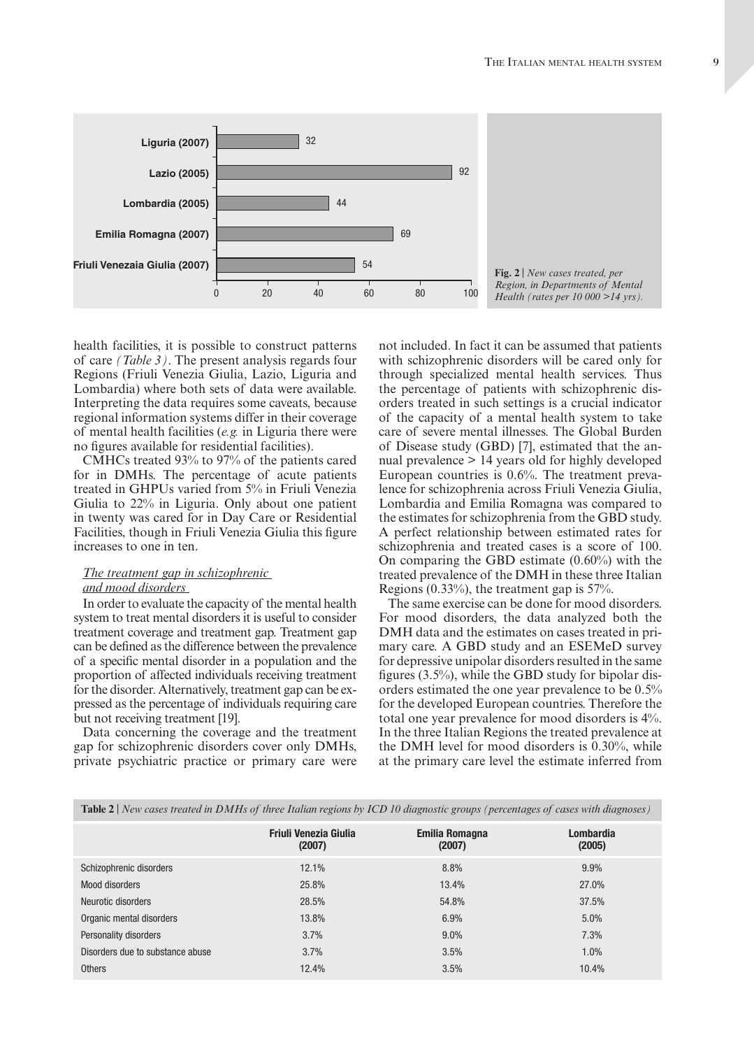Fig. 2 | *New cases treated, per Region, in Departments of Mental Health (rates per 10 000 >14 yrs).*

| Region | Rate |
|---|---|
| Liguria (2007) | 32 |
| Lazio (2005) | 92 |
| Lombardia (2005) | 44 |
| Emilia Romagna (2007) | 69 |
| Friuli Venezaia Giulia (2007) | 54 |

health facilities, it is possible to construct patterns of care *(Table 3)*. The present analysis regards four Regions (Friuli Venezia Giulia, Lazio, Liguria and Lombardia) where both sets of data were available. Interpreting the data requires some caveats, because regional information systems differ in their coverage of mental health facilities (*e.g.* in Liguria there were no figures available for residential facilities).

CMHCs treated 93% to 97% of the patients cared for in DMHs. The percentage of acute patients treated in GHPUs varied from 5% in Friuli Venezia Giulia to 22% in Liguria. Only about one patient in twenty was cared for in Day Care or Residential Facilities, though in Friuli Venezia Giulia this figure increases to one in ten.

### *The treatment gap in schizophrenic and mood disorders*

In order to evaluate the capacity of the mental health system to treat mental disorders it is useful to consider treatment coverage and treatment gap. Treatment gap can be defined as the difference between the prevalence of a specific mental disorder in a population and the proportion of affected individuals receiving treatment for the disorder. Alternatively, treatment gap can be expressed as the percentage of individuals requiring care but not receiving treatment [19].

Data concerning the coverage and the treatment gap for schizophrenic disorders cover only DMHs, private psychiatric practice or primary care were not included. In fact it can be assumed that patients with schizophrenic disorders will be cared only for through specialized mental health services. Thus the percentage of patients with schizophrenic disorders treated in such settings is a crucial indicator of the capacity of a mental health system to take care of severe mental illnesses. The Global Burden of Disease study (GBD) [7], estimated that the annual prevalence > 14 years old for highly developed European countries is 0.6%. The treatment prevalence for schizophrenia across Friuli Venezia Giulia, Lombardia and Emilia Romagna was compared to the estimates for schizophrenia from the GBD study. A perfect relationship between estimated rates for schizophrenia and treated cases is a score of 100. On comparing the GBD estimate (0.60%) with the treated prevalence of the DMH in these three Italian Regions (0.33%), the treatment gap is 57%.

The same exercise can be done for mood disorders. For mood disorders, the data analyzed both the DMH data and the estimates on cases treated in primary care. A GBD study and an ESEMeD survey for depressive unipolar disorders resulted in the same figures (3.5%), while the GBD study for bipolar disorders estimated the one year prevalence to be 0.5% for the developed European countries. Therefore the total one year prevalence for mood disorders is 4%. In the three Italian Regions the treated prevalence at the DMH level for mood disorders is 0.30%, while at the primary care level the estimate inferred from

**Table 2 |** *New cases treated in DMHs of three Italian regions by ICD 10 diagnostic groups (percentages of cases with diagnoses)*

| | Friuli Venezia Giulia (2007) | Emilia Romagna (2007) | Lombardia (2005) |
|---|---|---|---|
| Schizophrenic disorders | 12.1% | 8.8% | 9.9% |
| Mood disorders | 25.8% | 13.4% | 27.0% |
| Neurotic disorders | 28.5% | 54.8% | 37.5% |
| Organic mental disorders | 13.8% | 6.9% | 5.0% |
| Personality disorders | 3.7% | 9.0% | 7.3% |
| Disorders due to substance abuse | 3.7% | 3.5% | 1.0% |
| Others | 12.4% | 3.5% | 10.4% |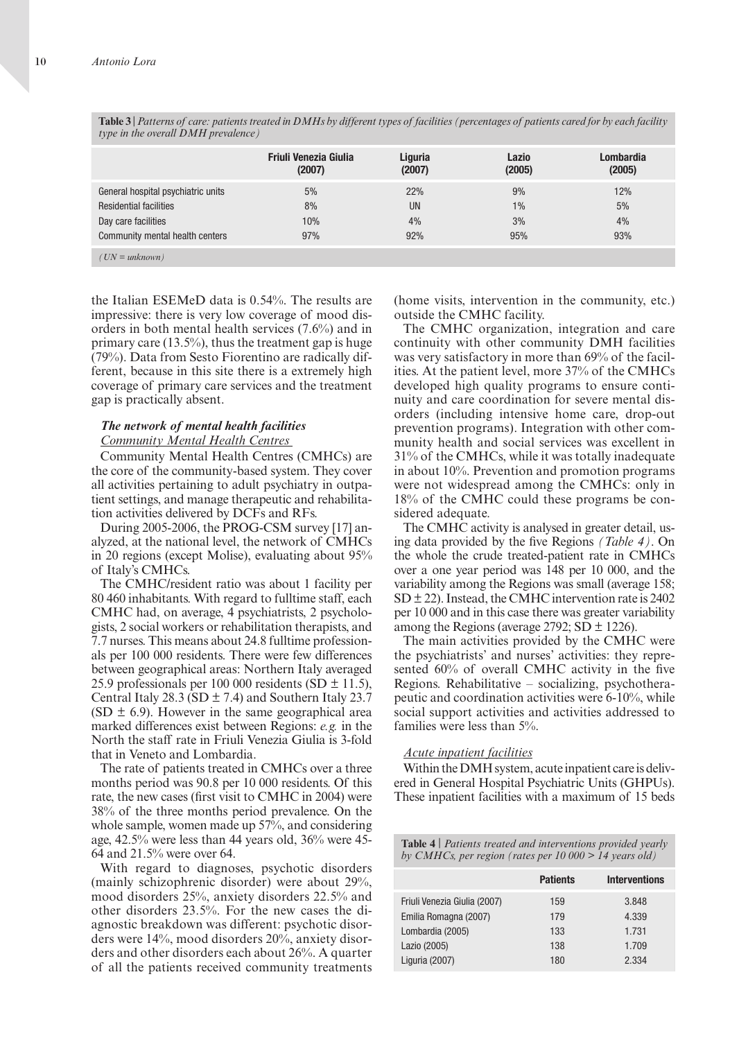**Table 3** | *Patterns of care: patients treated in DMHs by different types of facilities (percentages of patients cared for by each facility type in the overall DMH prevalence)*

| | Friuli Venezia Giulia (2007) | Liguria (2007) | Lazio (2005) | Lombardia (2005) |
|---|---|---|---|---|
| General hospital psychiatric units | 5% | 22% | 9% | 12% |
| Residential facilities | 8% | UN | 1% | 5% |
| Day care facilities | 10% | 4% | 3% | 4% |
| Community mental health centers | 97% | 92% | 95% | 93% |

*(UN = unknown)*

the Italian ESEMeD data is 0.54%. The results are impressive: there is very low coverage of mood disorders in both mental health services (7.6%) and in primary care (13.5%), thus the treatment gap is huge (79%). Data from Sesto Fiorentino are radically different, because in this site there is a extremely high coverage of primary care services and the treatment gap is practically absent.

### *The network of mental health facilities*

*Community Mental Health Centres*

Community Mental Health Centres (CMHCs) are the core of the community-based system. They cover all activities pertaining to adult psychiatry in outpatient settings, and manage therapeutic and rehabilitation activities delivered by DCFs and RFs.

During 2005-2006, the PROG-CSM survey [17] analyzed, at the national level, the network of CMHCs in 20 regions (except Molise), evaluating about 95% of Italy's CMHCs.

The CMHC/resident ratio was about 1 facility per 80 460 inhabitants. With regard to fulltime staff, each CMHC had, on average, 4 psychiatrists, 2 psychologists, 2 social workers or rehabilitation therapists, and 7.7 nurses. This means about 24.8 fulltime professionals per 100 000 residents. There were few differences between geographical areas: Northern Italy averaged 25.9 professionals per 100 000 residents (SD ± 11.5), Central Italy 28.3 (SD ± 7.4) and Southern Italy 23.7 (SD ± 6.9). However in the same geographical area marked differences exist between Regions: *e.g.* in the North the staff rate in Friuli Venezia Giulia is 3-fold that in Veneto and Lombardia.

The rate of patients treated in CMHCs over a three months period was 90.8 per 10 000 residents. Of this rate, the new cases (first visit to CMHC in 2004) were 38% of the three months period prevalence. On the whole sample, women made up 57%, and considering age, 42.5% were less than 44 years old, 36% were 45-64 and 21.5% were over 64.

With regard to diagnoses, psychotic disorders (mainly schizophrenic disorder) were about 29%, mood disorders 25%, anxiety disorders 22.5% and other disorders 23.5%. For the new cases the diagnostic breakdown was different: psychotic disorders were 14%, mood disorders 20%, anxiety disorders and other disorders each about 26%. A quarter of all the patients received community treatments (home visits, intervention in the community, etc.) outside the CMHC facility.

The CMHC organization, integration and care continuity with other community DMH facilities was very satisfactory in more than 69% of the facilities. At the patient level, more 37% of the CMHCs developed high quality programs to ensure continuity and care coordination for severe mental disorders (including intensive home care, drop-out prevention programs). Integration with other community health and social services was excellent in 31% of the CMHCs, while it was totally inadequate in about 10%. Prevention and promotion programs were not widespread among the CMHCs: only in 18% of the CMHC could these programs be considered adequate.

The CMHC activity is analysed in greater detail, using data provided by the five Regions *(Table 4)*. On the whole the crude treated-patient rate in CMHCs over a one year period was 148 per 10 000, and the variability among the Regions was small (average 158; SD ± 22). Instead, the CMHC intervention rate is 2402 per 10 000 and in this case there was greater variability among the Regions (average 2792; SD ± 1226).

The main activities provided by the CMHC were the psychiatrists' and nurses' activities: they represented 60% of overall CMHC activity in the five Regions. Rehabilitative – socializing, psychotherapeutic and coordination activities were 6-10%, while social support activities and activities addressed to families were less than 5%.

*Acute inpatient facilities*

Within the DMH system, acute inpatient care is delivered in General Hospital Psychiatric Units (GHPUs). These inpatient facilities with a maximum of 15 beds

**Table 4** | *Patients treated and interventions provided yearly by CMHCs, per region (rates per 10 000 > 14 years old)*

| | Patients | Interventions |
|---|---|---|
| Friuli Venezia Giulia (2007) | 159 | 3.848 |
| Emilia Romagna (2007) | 179 | 4.339 |
| Lombardia (2005) | 133 | 1.731 |
| Lazio (2005) | 138 | 1.709 |
| Liguria (2007) | 180 | 2.334 |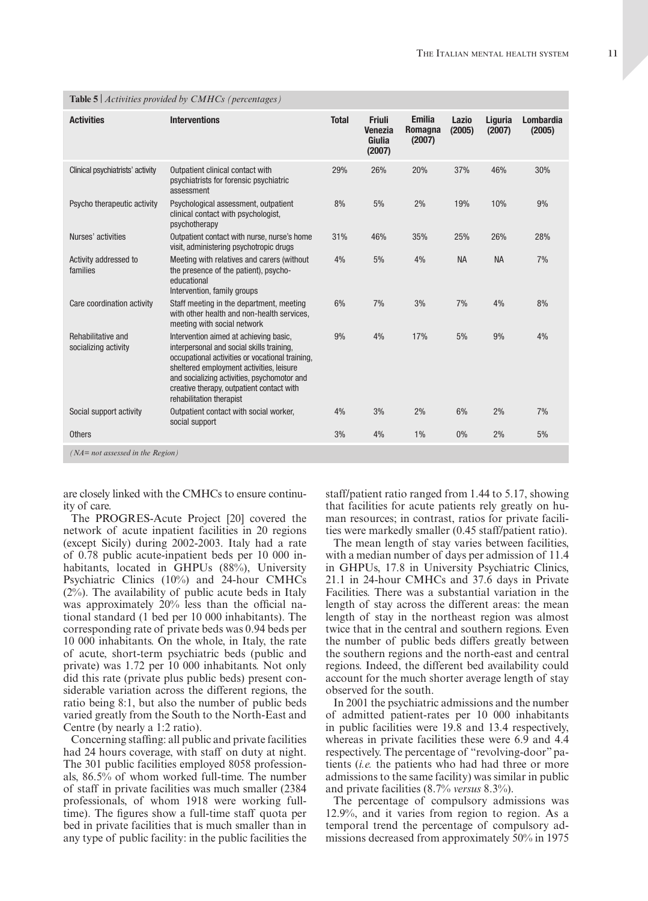**Table 5** | *Activities provided by CMHCs (percentages)*

| Activities | Interventions | Total | Friuli Venezia Giulia (2007) | Emilia Romagna (2007) | Lazio (2005) | Liguria (2007) | Lombardia (2005) |
|---|---|---|---|---|---|---|---|
| Clinical psychiatrists' activity | Outpatient clinical contact with psychiatrists for forensic psychiatric assessment | 29% | 26% | 20% | 37% | 46% | 30% |
| Psycho therapeutic activity | Psychological assessment, outpatient clinical contact with psychologist, psychotherapy | 8% | 5% | 2% | 19% | 10% | 9% |
| Nurses' activities | Outpatient contact with nurse, nurse's home visit, administering psychotropic drugs | 31% | 46% | 35% | 25% | 26% | 28% |
| Activity addressed to families | Meeting with relatives and carers (without the presence of the patient), psycho-educational Intervention, family groups | 4% | 5% | 4% | NA | NA | 7% |
| Care coordination activity | Staff meeting in the department, meeting with other health and non-health services, meeting with social network | 6% | 7% | 3% | 7% | 4% | 8% |
| Rehabilitative and socializing activity | Intervention aimed at achieving basic, interpersonal and social skills training, occupational activities or vocational training, sheltered employment activities, leisure and socializing activities, psychomotor and creative therapy, outpatient contact with rehabilitation therapist | 9% | 4% | 17% | 5% | 9% | 4% |
| Social support activity | Outpatient contact with social worker, social support | 4% | 3% | 2% | 6% | 2% | 7% |
| Others | | 3% | 4% | 1% | 0% | 2% | 5% |

*(NA= not assessed in the Region)*

are closely linked with the CMHCs to ensure continuity of care.

The PROGRES-Acute Project [20] covered the network of acute inpatient facilities in 20 regions (except Sicily) during 2002-2003. Italy had a rate of 0.78 public acute-inpatient beds per 10 000 inhabitants, located in GHPUs (88%), University Psychiatric Clinics (10%) and 24-hour CMHCs (2%). The availability of public acute beds in Italy was approximately 20% less than the official national standard (1 bed per 10 000 inhabitants). The corresponding rate of private beds was 0.94 beds per 10 000 inhabitants. On the whole, in Italy, the rate of acute, short-term psychiatric beds (public and private) was 1.72 per 10 000 inhabitants. Not only did this rate (private plus public beds) present considerable variation across the different regions, the ratio being 8:1, but also the number of public beds varied greatly from the South to the North-East and Centre (by nearly a 1:2 ratio).

Concerning staffing: all public and private facilities had 24 hours coverage, with staff on duty at night. The 301 public facilities employed 8058 professionals, 86.5% of whom worked full-time. The number of staff in private facilities was much smaller (2384 professionals, of whom 1918 were working full-time). The figures show a full-time staff quota per bed in private facilities that is much smaller than in any type of public facility: in the public facilities the staff/patient ratio ranged from 1.44 to 5.17, showing that facilities for acute patients rely greatly on human resources; in contrast, ratios for private facilities were markedly smaller (0.45 staff/patient ratio).

The mean length of stay varies between facilities, with a median number of days per admission of 11.4 in GHPUs, 17.8 in University Psychiatric Clinics, 21.1 in 24-hour CMHCs and 37.6 days in Private Facilities. There was a substantial variation in the length of stay across the different areas: the mean length of stay in the northeast region was almost twice that in the central and southern regions. Even the number of public beds differs greatly between the southern regions and the north-east and central regions. Indeed, the different bed availability could account for the much shorter average length of stay observed for the south.

In 2001 the psychiatric admissions and the number of admitted patient-rates per 10 000 inhabitants in public facilities were 19.8 and 13.4 respectively, whereas in private facilities these were 6.9 and 4.4 respectively. The percentage of "revolving-door" patients (*i.e.* the patients who had had three or more admissions to the same facility) was similar in public and private facilities (8.7% *versus* 8.3%).

The percentage of compulsory admissions was 12.9%, and it varies from region to region. As a temporal trend the percentage of compulsory admissions decreased from approximately 50% in 1975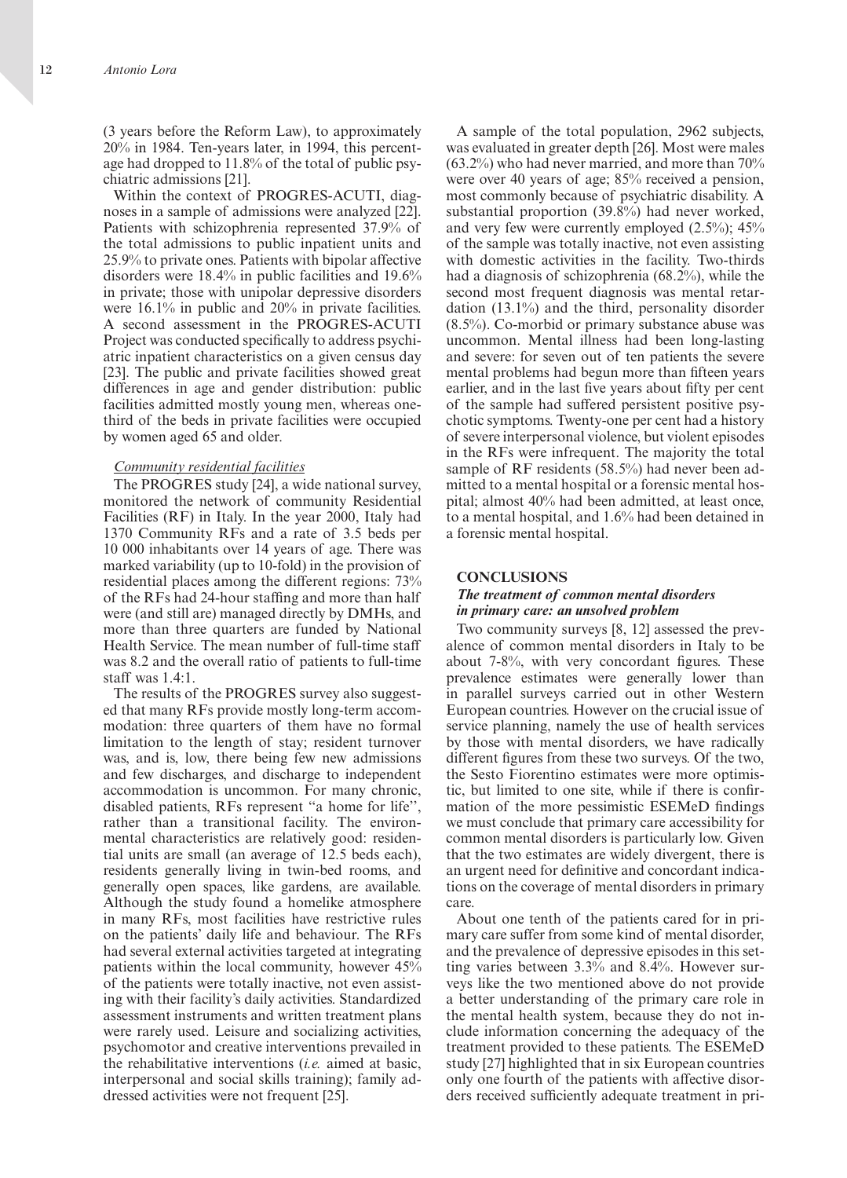(3 years before the Reform Law), to approximately 20% in 1984. Ten-years later, in 1994, this percentage had dropped to 11.8% of the total of public psychiatric admissions [21].

Within the context of PROGRES-ACUTI, diagnoses in a sample of admissions were analyzed [22]. Patients with schizophrenia represented 37.9% of the total admissions to public inpatient units and 25.9% to private ones. Patients with bipolar affective disorders were 18.4% in public facilities and 19.6% in private; those with unipolar depressive disorders were 16.1% in public and 20% in private facilities. A second assessment in the PROGRES-ACUTI Project was conducted specifically to address psychiatric inpatient characteristics on a given census day [23]. The public and private facilities showed great differences in age and gender distribution: public facilities admitted mostly young men, whereas one-third of the beds in private facilities were occupied by women aged 65 and older.

*Community residential facilities*

The PROGRES study [24], a wide national survey, monitored the network of community Residential Facilities (RF) in Italy. In the year 2000, Italy had 1370 Community RFs and a rate of 3.5 beds per 10 000 inhabitants over 14 years of age. There was marked variability (up to 10-fold) in the provision of residential places among the different regions: 73% of the RFs had 24-hour staffing and more than half were (and still are) managed directly by DMHs, and more than three quarters are funded by National Health Service. The mean number of full-time staff was 8.2 and the overall ratio of patients to full-time staff was 1.4:1.

The results of the PROGRES survey also suggested that many RFs provide mostly long-term accommodation: three quarters of them have no formal limitation to the length of stay; resident turnover was, and is, low, there being few new admissions and few discharges, and discharge to independent accommodation is uncommon. For many chronic, disabled patients, RFs represent "a home for life", rather than a transitional facility. The environmental characteristics are relatively good: residential units are small (an average of 12.5 beds each), residents generally living in twin-bed rooms, and generally open spaces, like gardens, are available. Although the study found a homelike atmosphere in many RFs, most facilities have restrictive rules on the patients' daily life and behaviour. The RFs had several external activities targeted at integrating patients within the local community, however 45% of the patients were totally inactive, not even assisting with their facility's daily activities. Standardized assessment instruments and written treatment plans were rarely used. Leisure and socializing activities, psychomotor and creative interventions prevailed in the rehabilitative interventions (*i.e.* aimed at basic, interpersonal and social skills training); family addressed activities were not frequent [25].

A sample of the total population, 2962 subjects, was evaluated in greater depth [26]. Most were males (63.2%) who had never married, and more than 70% were over 40 years of age; 85% received a pension, most commonly because of psychiatric disability. A substantial proportion (39.8%) had never worked, and very few were currently employed (2.5%); 45% of the sample was totally inactive, not even assisting with domestic activities in the facility. Two-thirds had a diagnosis of schizophrenia (68.2%), while the second most frequent diagnosis was mental retardation (13.1%) and the third, personality disorder (8.5%). Co-morbid or primary substance abuse was uncommon. Mental illness had been long-lasting and severe: for seven out of ten patients the severe mental problems had begun more than fifteen years earlier, and in the last five years about fifty per cent of the sample had suffered persistent positive psychotic symptoms. Twenty-one per cent had a history of severe interpersonal violence, but violent episodes in the RFs were infrequent. The majority the total sample of RF residents (58.5%) had never been admitted to a mental hospital or a forensic mental hospital; almost 40% had been admitted, at least once, to a mental hospital, and 1.6% had been detained in a forensic mental hospital.

## CONCLUSIONS

### *The treatment of common mental disorders in primary care: an unsolved problem*

Two community surveys [8, 12] assessed the prevalence of common mental disorders in Italy to be about 7-8%, with very concordant figures. These prevalence estimates were generally lower than in parallel surveys carried out in other Western European countries. However on the crucial issue of service planning, namely the use of health services by those with mental disorders, we have radically different figures from these two surveys. Of the two, the Sesto Fiorentino estimates were more optimistic, but limited to one site, while if there is confirmation of the more pessimistic ESEMeD findings we must conclude that primary care accessibility for common mental disorders is particularly low. Given that the two estimates are widely divergent, there is an urgent need for definitive and concordant indications on the coverage of mental disorders in primary care.

About one tenth of the patients cared for in primary care suffer from some kind of mental disorder, and the prevalence of depressive episodes in this setting varies between 3.3% and 8.4%. However surveys like the two mentioned above do not provide a better understanding of the primary care role in the mental health system, because they do not include information concerning the adequacy of the treatment provided to these patients. The ESEMeD study [27] highlighted that in six European countries only one fourth of the patients with affective disorders received sufficiently adequate treatment in pri-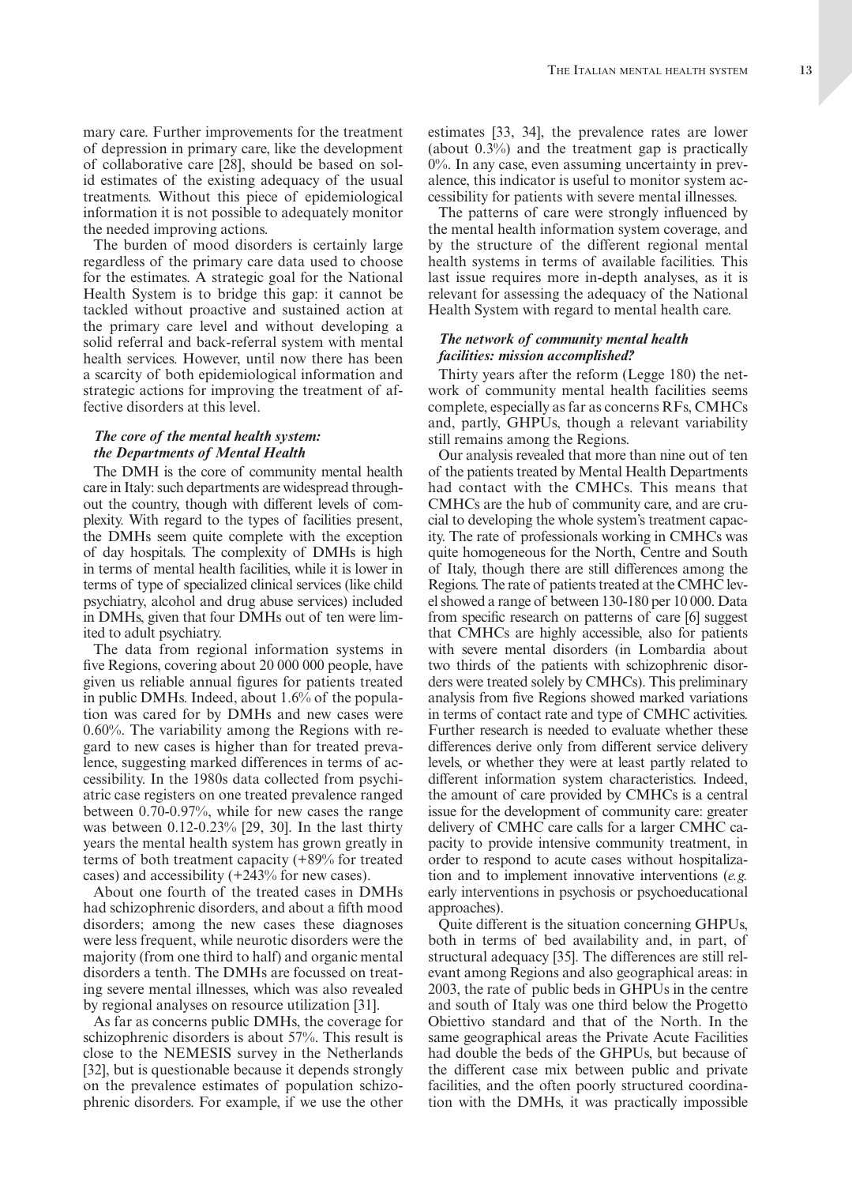mary care. Further improvements for the treatment of depression in primary care, like the development of collaborative care [28], should be based on solid estimates of the existing adequacy of the usual treatments. Without this piece of epidemiological information it is not possible to adequately monitor the needed improving actions.

The burden of mood disorders is certainly large regardless of the primary care data used to choose for the estimates. A strategic goal for the National Health System is to bridge this gap: it cannot be tackled without proactive and sustained action at the primary care level and without developing a solid referral and back-referral system with mental health services. However, until now there has been a scarcity of both epidemiological information and strategic actions for improving the treatment of affective disorders at this level.

### *The core of the mental health system: the Departments of Mental Health*

The DMH is the core of community mental health care in Italy: such departments are widespread throughout the country, though with different levels of complexity. With regard to the types of facilities present, the DMHs seem quite complete with the exception of day hospitals. The complexity of DMHs is high in terms of mental health facilities, while it is lower in terms of type of specialized clinical services (like child psychiatry, alcohol and drug abuse services) included in DMHs, given that four DMHs out of ten were limited to adult psychiatry.

The data from regional information systems in five Regions, covering about 20 000 000 people, have given us reliable annual figures for patients treated in public DMHs. Indeed, about 1.6% of the population was cared for by DMHs and new cases were 0.60%. The variability among the Regions with regard to new cases is higher than for treated prevalence, suggesting marked differences in terms of accessibility. In the 1980s data collected from psychiatric case registers on one treated prevalence ranged between 0.70-0.97%, while for new cases the range was between 0.12-0.23% [29, 30]. In the last thirty years the mental health system has grown greatly in terms of both treatment capacity (+89% for treated cases) and accessibility (+243% for new cases).

About one fourth of the treated cases in DMHs had schizophrenic disorders, and about a fifth mood disorders; among the new cases these diagnoses were less frequent, while neurotic disorders were the majority (from one third to half) and organic mental disorders a tenth. The DMHs are focussed on treating severe mental illnesses, which was also revealed by regional analyses on resource utilization [31].

As far as concerns public DMHs, the coverage for schizophrenic disorders is about 57%. This result is close to the NEMESIS survey in the Netherlands [32], but is questionable because it depends strongly on the prevalence estimates of population schizophrenic disorders. For example, if we use the other estimates [33, 34], the prevalence rates are lower (about 0.3%) and the treatment gap is practically 0%. In any case, even assuming uncertainty in prevalence, this indicator is useful to monitor system accessibility for patients with severe mental illnesses.

The patterns of care were strongly influenced by the mental health information system coverage, and by the structure of the different regional mental health systems in terms of available facilities. This last issue requires more in-depth analyses, as it is relevant for assessing the adequacy of the National Health System with regard to mental health care.

### *The network of community mental health facilities: mission accomplished?*

Thirty years after the reform (Legge 180) the network of community mental health facilities seems complete, especially as far as concerns RFs, CMHCs and, partly, GHPUs, though a relevant variability still remains among the Regions.

Our analysis revealed that more than nine out of ten of the patients treated by Mental Health Departments had contact with the CMHCs. This means that CMHCs are the hub of community care, and are crucial to developing the whole system's treatment capacity. The rate of professionals working in CMHCs was quite homogeneous for the North, Centre and South of Italy, though there are still differences among the Regions. The rate of patients treated at the CMHC level showed a range of between 130-180 per 10 000. Data from specific research on patterns of care [6] suggest that CMHCs are highly accessible, also for patients with severe mental disorders (in Lombardia about two thirds of the patients with schizophrenic disorders were treated solely by CMHCs). This preliminary analysis from five Regions showed marked variations in terms of contact rate and type of CMHC activities. Further research is needed to evaluate whether these differences derive only from different service delivery levels, or whether they were at least partly related to different information system characteristics. Indeed, the amount of care provided by CMHCs is a central issue for the development of community care: greater delivery of CMHC care calls for a larger CMHC capacity to provide intensive community treatment, in order to respond to acute cases without hospitalization and to implement innovative interventions (*e.g.* early interventions in psychosis or psychoeducational approaches).

Quite different is the situation concerning GHPUs, both in terms of bed availability and, in part, of structural adequacy [35]. The differences are still relevant among Regions and also geographical areas: in 2003, the rate of public beds in GHPUs in the centre and south of Italy was one third below the Progetto Obiettivo standard and that of the North. In the same geographical areas the Private Acute Facilities had double the beds of the GHPUs, but because of the different case mix between public and private facilities, and the often poorly structured coordination with the DMHs, it was practically impossible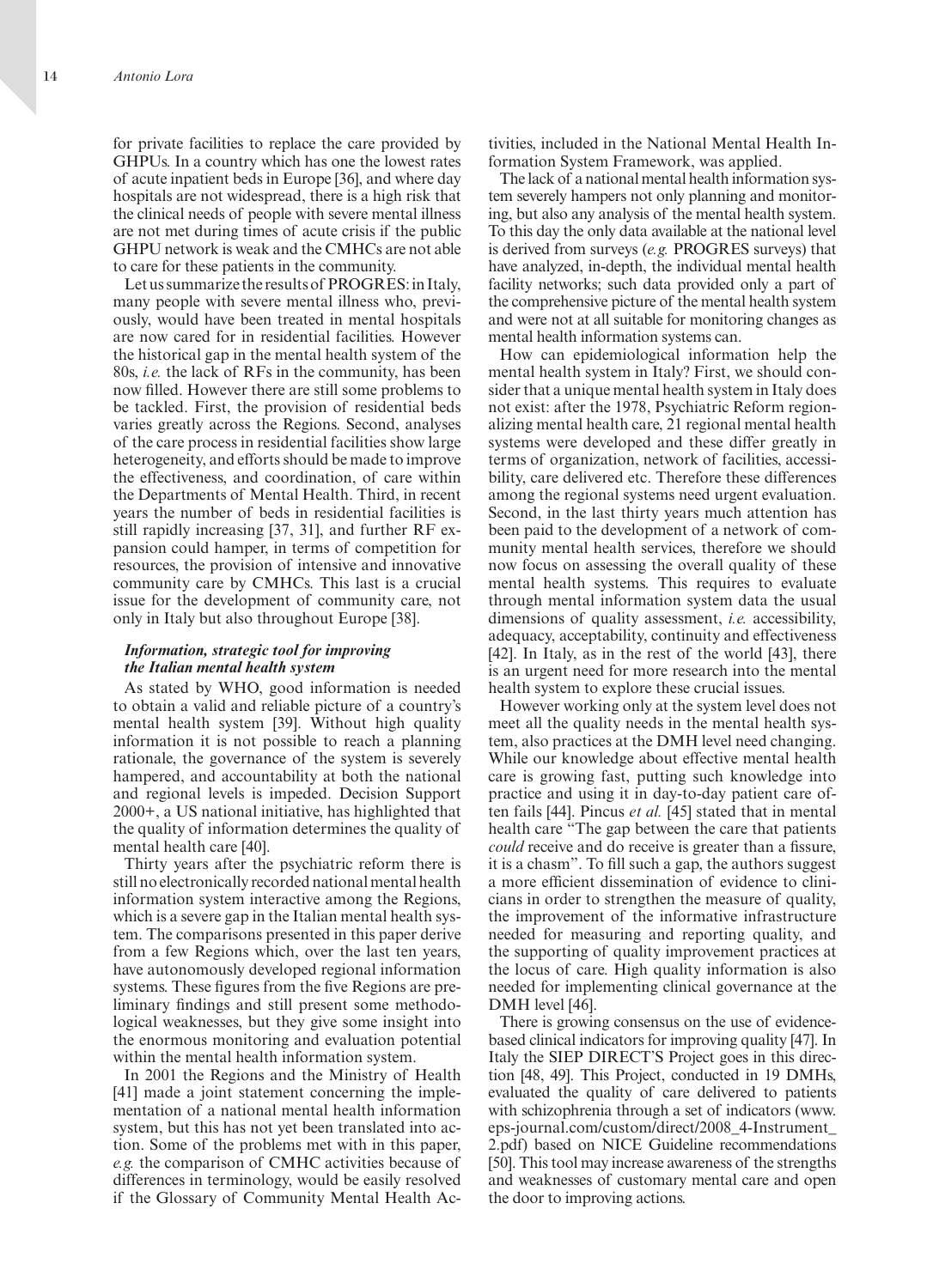for private facilities to replace the care provided by GHPUs. In a country which has one the lowest rates of acute inpatient beds in Europe [36], and where day hospitals are not widespread, there is a high risk that the clinical needs of people with severe mental illness are not met during times of acute crisis if the public GHPU network is weak and the CMHCs are not able to care for these patients in the community.

Let us summarize the results of PROGRES: in Italy, many people with severe mental illness who, previously, would have been treated in mental hospitals are now cared for in residential facilities. However the historical gap in the mental health system of the 80s, *i.e.* the lack of RFs in the community, has been now filled. However there are still some problems to be tackled. First, the provision of residential beds varies greatly across the Regions. Second, analyses of the care process in residential facilities show large heterogeneity, and efforts should be made to improve the effectiveness, and coordination, of care within the Departments of Mental Health. Third, in recent years the number of beds in residential facilities is still rapidly increasing [37, 31], and further RF expansion could hamper, in terms of competition for resources, the provision of intensive and innovative community care by CMHCs. This last is a crucial issue for the development of community care, not only in Italy but also throughout Europe [38].

### *Information, strategic tool for improving the Italian mental health system*

As stated by WHO, good information is needed to obtain a valid and reliable picture of a country's mental health system [39]. Without high quality information it is not possible to reach a planning rationale, the governance of the system is severely hampered, and accountability at both the national and regional levels is impeded. Decision Support 2000+, a US national initiative, has highlighted that the quality of information determines the quality of mental health care [40].

Thirty years after the psychiatric reform there is still no electronically recorded national mental health information system interactive among the Regions, which is a severe gap in the Italian mental health system. The comparisons presented in this paper derive from a few Regions which, over the last ten years, have autonomously developed regional information systems. These figures from the five Regions are preliminary findings and still present some methodological weaknesses, but they give some insight into the enormous monitoring and evaluation potential within the mental health information system.

In 2001 the Regions and the Ministry of Health [41] made a joint statement concerning the implementation of a national mental health information system, but this has not yet been translated into action. Some of the problems met with in this paper, *e.g.* the comparison of CMHC activities because of differences in terminology, would be easily resolved if the Glossary of Community Mental Health Activities, included in the National Mental Health Information System Framework, was applied.

The lack of a national mental health information system severely hampers not only planning and monitoring, but also any analysis of the mental health system. To this day the only data available at the national level is derived from surveys (*e.g.* PROGRES surveys) that have analyzed, in-depth, the individual mental health facility networks; such data provided only a part of the comprehensive picture of the mental health system and were not at all suitable for monitoring changes as mental health information systems can.

How can epidemiological information help the mental health system in Italy? First, we should consider that a unique mental health system in Italy does not exist: after the 1978, Psychiatric Reform regionalizing mental health care, 21 regional mental health systems were developed and these differ greatly in terms of organization, network of facilities, accessibility, care delivered etc. Therefore these differences among the regional systems need urgent evaluation. Second, in the last thirty years much attention has been paid to the development of a network of community mental health services, therefore we should now focus on assessing the overall quality of these mental health systems. This requires to evaluate through mental information system data the usual dimensions of quality assessment, *i.e.* accessibility, adequacy, acceptability, continuity and effectiveness [42]. In Italy, as in the rest of the world [43], there is an urgent need for more research into the mental health system to explore these crucial issues.

However working only at the system level does not meet all the quality needs in the mental health system, also practices at the DMH level need changing. While our knowledge about effective mental health care is growing fast, putting such knowledge into practice and using it in day-to-day patient care often fails [44]. Pincus *et al.* [45] stated that in mental health care "The gap between the care that patients *could* receive and do receive is greater than a fissure, it is a chasm". To fill such a gap, the authors suggest a more efficient dissemination of evidence to clinicians in order to strengthen the measure of quality, the improvement of the informative infrastructure needed for measuring and reporting quality, and the supporting of quality improvement practices at the locus of care. High quality information is also needed for implementing clinical governance at the DMH level [46].

There is growing consensus on the use of evidence-based clinical indicators for improving quality [47]. In Italy the SIEP DIRECT'S Project goes in this direction [48, 49]. This Project, conducted in 19 DMHs, evaluated the quality of care delivered to patients with schizophrenia through a set of indicators (www.eps-journal.com/custom/direct/2008_4-Instrument_2.pdf) based on NICE Guideline recommendations [50]. This tool may increase awareness of the strengths and weaknesses of customary mental care and open the door to improving actions.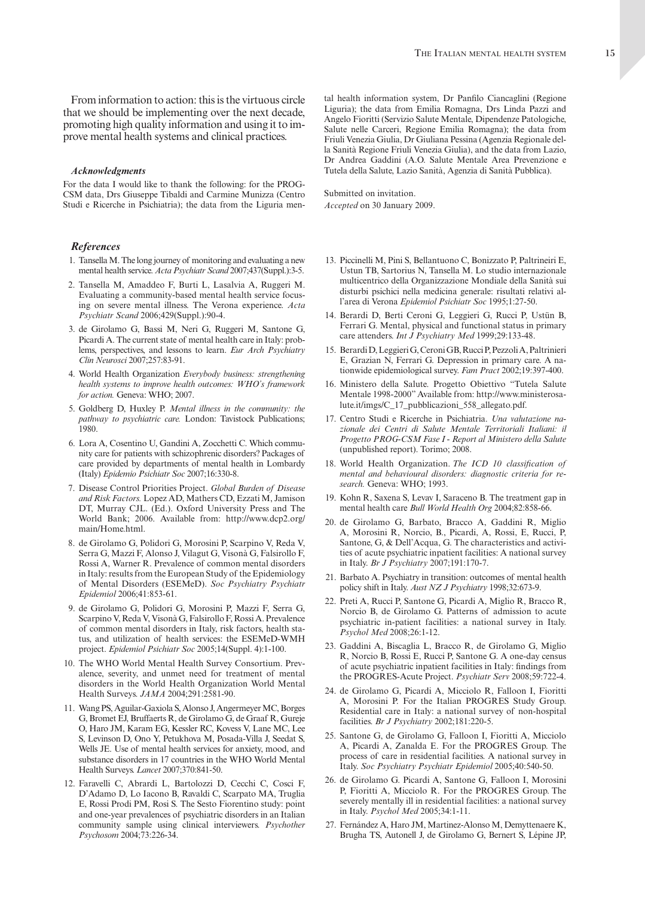From information to action: this is the virtuous circle that we should be implementing over the next decade, promoting high quality information and using it to improve mental health systems and clinical practices.

### *Acknowledgments*

For the data I would like to thank the following: for the PROG-CSM data, Drs Giuseppe Tibaldi and Carmine Munizza (Centro Studi e Ricerche in Psichiatria); the data from the Liguria mental health information system, Dr Panfilo Ciancaglini (Regione Liguria); the data from Emilia Romagna, Drs Linda Pazzi and Angelo Fioritti (Servizio Salute Mentale, Dipendenze Patologiche, Salute nelle Carceri, Regione Emilia Romagna); the data from Friuli Venezia Giulia, Dr Giuliana Pessina (Agenzia Regionale della Sanità Regione Friuli Venezia Giulia), and the data from Lazio, Dr Andrea Gaddini (A.O. Salute Mentale Area Prevenzione e Tutela della Salute, Lazio Sanità, Agenzia di Sanità Pubblica).

Submitted on invitation.
*Accepted* on 30 January 2009.

### *References*

1. Tansella M. The long journey of monitoring and evaluating a new mental health service. *Acta Psychiatr Scand* 2007;437(Suppl.):3-5.
2. Tansella M, Amaddeo F, Burti L, Lasalvia A, Ruggeri M. Evaluating a community-based mental health service focusing on severe mental illness. The Verona experience. *Acta Psychiatr Scand* 2006;429(Suppl.):90-4.
3. de Girolamo G, Bassi M, Neri G, Ruggeri M, Santone G, Picardi A. The current state of mental health care in Italy: problems, perspectives, and lessons to learn. *Eur Arch Psychiatry Clin Neurosci* 2007;257:83-91.
4. World Health Organization *Everybody business: strengthening health systems to improve health outcomes: WHO's framework for action.* Geneva: WHO; 2007.
5. Goldberg D, Huxley P. *Mental illness in the community: the pathway to psychiatric care.* London: Tavistock Publications; 1980.
6. Lora A, Cosentino U, Gandini A, Zocchetti C. Which community care for patients with schizophrenic disorders? Packages of care provided by departments of mental health in Lombardy (Italy) *Epidemio Psichiatr Soc* 2007;16:330-8.
7. Disease Control Priorities Project. *Global Burden of Disease and Risk Factors.* Lopez AD, Mathers CD, Ezzati M, Jamison DT, Murray CJL. (Ed.). Oxford University Press and The World Bank; 2006. Available from: http://www.dcp2.org/main/Home.html.
8. de Girolamo G, Polidori G, Morosini P, Scarpino V, Reda V, Serra G, Mazzi F, Alonso J, Vilagut G, Visonà G, Falsirollo F, Rossi A, Warner R. Prevalence of common mental disorders in Italy: results from the European Study of the Epidemiology of Mental Disorders (ESEMeD). *Soc Psychiatry Psychiatr Epidemiol* 2006;41:853-61.
9. de Girolamo G, Polidori G, Morosini P, Mazzi F, Serra G, Scarpino V, Reda V, Visonà G, Falsirollo F, Rossi A. Prevalence of common mental disorders in Italy, risk factors, health status, and utilization of health services: the ESEMeD-WMH project. *Epidemiol Psichiatr Soc* 2005;14(Suppl. 4):1-100.
10. The WHO World Mental Health Survey Consortium. Prevalence, severity, and unmet need for treatment of mental disorders in the World Health Organization World Mental Health Surveys. *JAMA* 2004;291:2581-90.
11. Wang PS, Aguilar-Gaxiola S, Alonso J, Angermeyer MC, Borges G, Bromet EJ, Bruffaerts R, de Girolamo G, de Graaf R, Gureje O, Haro JM, Karam EG, Kessler RC, Kovess V, Lane MC, Lee S, Levinson D, Ono Y, Petukhova M, Posada-Villa J, Seedat S, Wells JE. Use of mental health services for anxiety, mood, and substance disorders in 17 countries in the WHO World Mental Health Surveys. *Lancet* 2007;370:841-50.
12. Faravelli C, Abrardi L, Bartolozzi D, Cecchi C, Cosci F, D'Adamo D, Lo Iacono B, Ravaldi C, Scarpato MA, Truglia E, Rossi Prodi PM, Rosi S. The Sesto Fiorentino study: point and one-year prevalences of psychiatric disorders in an Italian community sample using clinical interviewers. *Psychother Psychosom* 2004;73:226-34.
13. Piccinelli M, Pini S, Bellantuono C, Bonizzato P, Paltrineiri E, Ustun TB, Sartorius N, Tansella M. Lo studio internazionale multicentrico della Organizzazione Mondiale della Sanità sui disturbi psichici nella medicina generale: risultati relativi all'area di Verona *Epidemiol Psichiatr Soc* 1995;1:27-50.
14. Berardi D, Berti Ceroni G, Leggieri G, Rucci P, Ustün B, Ferrari G. Mental, physical and functional status in primary care attenders. *Int J Psychiatry Med* 1999;29:133-48.
15. Berardi D, Leggieri G, Ceroni GB, Rucci P, Pezzoli A, Paltrinieri E, Grazian N, Ferrari G. Depression in primary care. A nationwide epidemiological survey. *Fam Pract* 2002;19:397-400.
16. Ministero della Salute. Progetto Obiettivo "Tutela Salute Mentale 1998-2000" Available from: http://www.ministerosalute.it/imgs/C_17_pubblicazioni_558_allegato.pdf.
17. Centro Studi e Ricerche in Psichiatria. *Una valutazione nazionale dei Centri di Salute Mentale Territoriali Italiani: il Progetto PROG-CSM Fase I - Report al Ministero della Salute* (unpublished report). Torimo; 2008.
18. World Health Organization. *The ICD 10 classification of mental and behavioural disorders: diagnostic criteria for research.* Geneva: WHO; 1993.
19. Kohn R, Saxena S, Levav I, Saraceno B. The treatment gap in mental health care *Bull World Health Org* 2004;82:858-66.
20. de Girolamo G, Barbato, Bracco A, Gaddini R, Miglio A, Morosini R, Norcio, B., Picardi, A, Rossi, E, Rucci, P, Santone, G, & Dell'Acqua, G. The characteristics and activities of acute psychiatric inpatient facilities: A national survey in Italy. *Br J Psychiatry* 2007;191:170-7.
21. Barbato A. Psychiatry in transition: outcomes of mental health policy shift in Italy. *Aust NZ J Psychiatry* 1998;32:673-9.
22. Preti A, Rucci P, Santone G, Picardi A, Miglio R, Bracco R, Norcio B, de Girolamo G. Patterns of admission to acute psychiatric in-patient facilities: a national survey in Italy. *Psychol Med* 2008;26:1-12.
23. Gaddini A, Biscaglia L, Bracco R, de Girolamo G, Miglio R, Norcio B, Rossi E, Rucci P, Santone G. A one-day census of acute psychiatric inpatient facilities in Italy: findings from the PROGRES-Acute Project. *Psychiatr Serv* 2008;59:722-4.
24. de Girolamo G, Picardi A, Micciolo R, Falloon I, Fioritti A, Morosini P. For the Italian PROGRES Study Group. Residential care in Italy: a national survey of non-hospital facilities. *Br J Psychiatry* 2002;181:220-5.
25. Santone G, de Girolamo G, Falloon I, Fioritti A, Micciolo A, Picardi A, Zanalda E. For the PROGRES Group. The process of care in residential facilities. A national survey in Italy. *Soc Psychiatry Psychiatr Epidemiol* 2005;40:540-50.
26. de Girolamo G. Picardi A, Santone G, Falloon I, Morosini P, Fioritti A, Micciolo R. For the PROGRES Group. The severely mentally ill in residential facilities: a national survey in Italy. *Psychol Med* 2005;34:1-11.
27. Fernández A, Haro JM, Martinez-Alonso M, Demyttenaere K, Brugha TS, Autonell J, de Girolamo G, Bernert S, Lépine JP,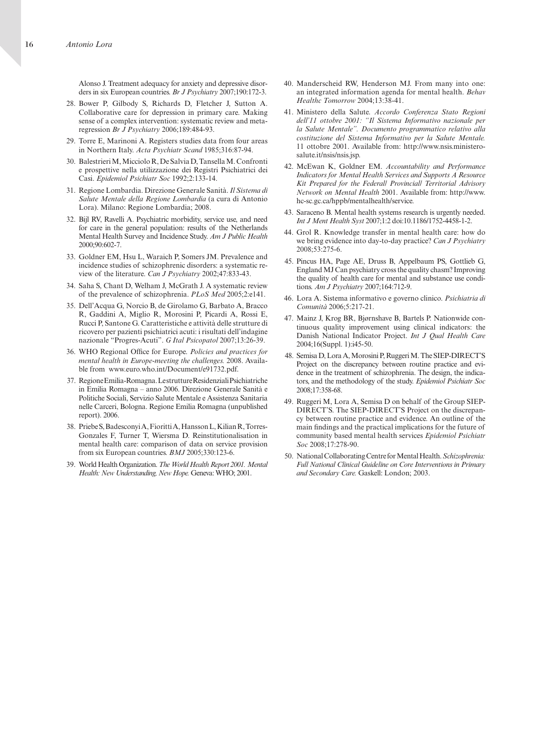Alonso J. Treatment adequacy for anxiety and depressive disorders in six European countries. *Br J Psychiatry* 2007;190:172-3.

28. Bower P, Gilbody S, Richards D, Fletcher J, Sutton A. Collaborative care for depression in primary care. Making sense of a complex intervention: systematic review and meta-regression *Br J Psychiatry* 2006;189:484-93.
29. Torre E, Marinoni A. Registers studies data from four areas in Northern Italy. *Acta Psychiatr Scand* 1985;316:87-94.
30. Balestrieri M, Micciolo R, De Salvia D, Tansella M. Confronti e prospettive nella utilizzazione dei Registri Psichiatrici dei Casi. *Epidemiol Psichiatr Soc* 1992;2:133-14.
31. Regione Lombardia. Direzione Generale Sanità. *Il Sistema di Salute Mentale della Regione Lombardia* (a cura di Antonio Lora). Milano: Regione Lombardia; 2008.
32. Bijl RV, Ravelli A. Psychiatric morbidity, service use, and need for care in the general population: results of the Netherlands Mental Health Survey and Incidence Study. *Am J Public Health* 2000;90:602-7.
33. Goldner EM, Hsu L, Waraich P, Somers JM. Prevalence and incidence studies of schizophrenic disorders: a systematic review of the literature. *Can J Psychiatry* 2002;47:833-43.
34. Saha S, Chant D, Welham J, McGrath J. A systematic review of the prevalence of schizophrenia. *PLoS Med* 2005;2:e141.
35. Dell'Acqua G, Norcio B, de Girolamo G, Barbato A, Bracco R, Gaddini A, Miglio R, Morosini P, Picardi A, Rossi E, Rucci P, Santone G. Caratteristiche e attività delle strutture di ricovero per pazienti psichiatrici acuti: i risultati dell'indagine nazionale "Progres-Acuti". *G Ital Psicopatol* 2007;13:26-39.
36. WHO Regional Office for Europe. *Policies and practices for mental health in Europe-meeting the challenges.* 2008. Available from www.euro.who.int/Document/e91732.pdf.
37. Regione Emilia-Romagna. Le strutture Residenziali Psichiatriche in Emilia Romagna – anno 2006. Direzione Generale Sanità e Politiche Sociali, Servizio Salute Mentale e Assistenza Sanitaria nelle Carceri, Bologna. Regione Emilia Romagna (unpublished report). 2006.
38. Priebe S, Badesconyi A, Fioritti A, Hansson L, Kilian R, Torres-Gonzales F, Turner T, Wiersma D. Reinstitutionalisation in mental health care: comparison of data on service provision from six European countries. *BMJ* 2005;330:123-6.
39. World Health Organization. *The World Health Report 2001. Mental Health: New Understanding, New Hope.* Geneva: WHO; 2001.
40. Manderscheid RW, Henderson MJ. From many into one: an integrated information agenda for mental health. *Behav Healthc Tomorrow* 2004;13:38-41.
41. Ministero della Salute. *Accordo Conferenza Stato Regioni dell'11 ottobre 2001: "Il Sistema Informativo nazionale per la Salute Mentale". Documento programmatico relativo alla costituzione del Sistema Informativo per la Salute Mentale.* 11 ottobre 2001. Available from: http://www.nsis.ministerosalute.it/nsis/nsis.jsp.
42. McEwan K, Goldner EM. *Accountability and Performance Indicators for Mental Health Services and Supports A Resource Kit Prepared for the Federal/ Provincial/ Territorial Advisory Network on Mental Health* 2001. Available from: http://www.hc-sc.gc.ca/hppb/mentalhealth/service.
43. Saraceno B. Mental health systems research is urgently needed. *Int J Ment Health Syst* 2007;1:2 doi:10.1186/1752-4458-1-2.
44. Grol R. Knowledge transfer in mental health care: how do we bring evidence into day-to-day practice? *Can J Psychiatry* 2008;53:275-6.
45. Pincus HA, Page AE, Druss B, Appelbaum PS, Gottlieb G, England MJ Can psychiatry cross the quality chasm? Improving the quality of health care for mental and substance use conditions. *Am J Psychiatry* 2007;164:712-9.
46. Lora A. Sistema informativo e governo clinico. *Psichiatria di Comunità* 2006;5:217-21.
47. Mainz J, Krog BR, Bjørnshave B, Bartels P. Nationwide continuous quality improvement using clinical indicators: the Danish National Indicator Project. *Int J Qual Health Care* 2004;16(Suppl. 1):i45-50.
48. Semisa D, Lora A, Morosini P, Ruggeri M. The SIEP-DIRECT'S Project on the discrepancy between routine practice and evidence in the treatment of schizophrenia. The design, the indicators, and the methodology of the study. *Epidemiol Psichiatr Soc* 2008;17:358-68.
49. Ruggeri M, Lora A, Semisa D on behalf of the Group SIEP-DIRECT'S. The SIEP-DIRECT'S Project on the discrepancy between routine practice and evidence. An outline of the main findings and the practical implications for the future of community based mental health services *Epidemiol Psichiatr Soc* 2008;17:278-90.
50. National Collaborating Centre for Mental Health. *Schizophrenia: Full National Clinical Guideline on Core Interventions in Primary and Secondary Care.* Gaskell: London; 2003.